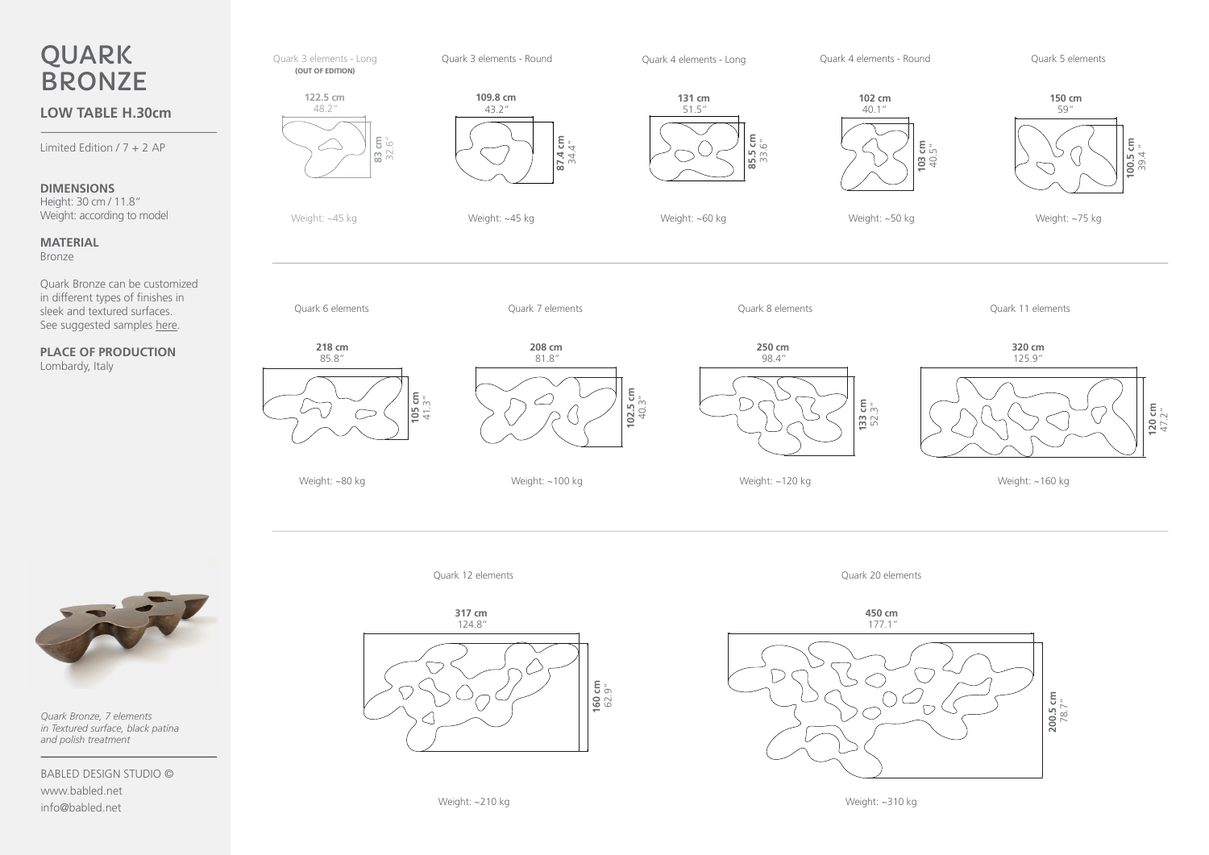# QUARK BRONZE

## LOW TABLE H.30cm

Limited Edition / 7 + 2 AP

**DIMENSIONS**
Height: 30 cm / 11.8"
Weight: according to model

**MATERIAL**
Bronze

Quark Bronze can be customized in different types of finishes in sleek and textured surfaces. See suggested samples here.

**PLACE OF PRODUCTION**
Lombardy, Italy

*Quark Bronze, 7 elements in Textured surface, black patina and polish treatment*

BABLED DESIGN STUDIO ©
www.babled.net
info@babled.net

Quark 3 elements - Long **(OUT OF EDITION)**
**122.5 cm** 48.2" × **83 cm** 32.6"
Weight: ~45 kg

Quark 3 elements - Round
**109.8 cm** 43.2" × **87.4 cm** 34.4"
Weight: ~45 kg

Quark 4 elements - Long
**131 cm** 51.5" × **85.5 cm** 33.6"
Weight: ~60 kg

Quark 4 elements - Round
**102 cm** 40.1" × **103 cm** 40.5"
Weight: ~50 kg

Quark 5 elements
**150 cm** 59" × **100.5 cm** 39.4"
Weight: ~75 kg

Quark 6 elements
**218 cm** 85.8" × **105 cm** 41.3"
Weight: ~80 kg

Quark 7 elements
**208 cm** 81.8" × **102.5 cm** 40.3"
Weight: ~100 kg

Quark 8 elements
**250 cm** 98.4" × **133 cm** 52.3"
Weight: ~120 kg

Quark 11 elements
**320 cm** 125.9" × **120 cm** 47.2"
Weight: ~160 kg

Quark 12 elements
**317 cm** 124.8" × **160 cm** 62.9"
Weight: ~210 kg

Quark 20 elements
**450 cm** 177.1" × **200.5 cm** 78.7"
Weight: ~310 kg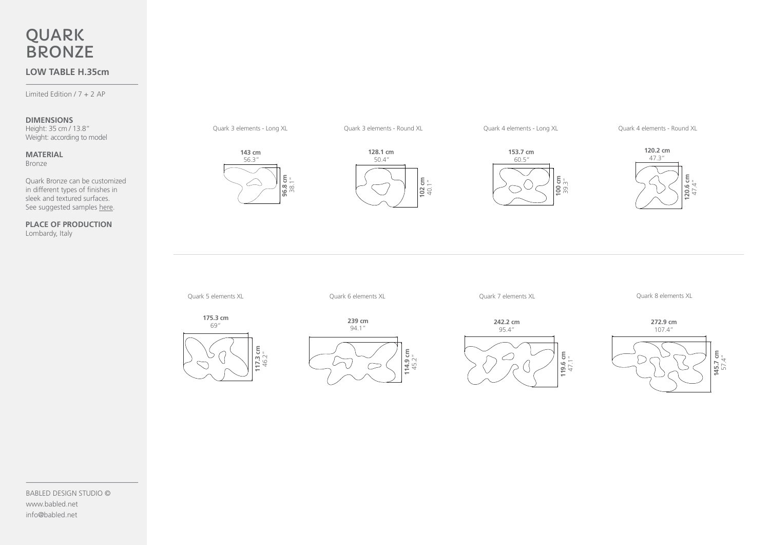# QUARK BRONZE

## LOW TABLE H.35cm

Limited Edition / 7 + 2 AP

**DIMENSIONS**
Height: 35 cm / 13.8"
Weight: according to model

**MATERIAL**
Bronze

Quark Bronze can be customized in different types of finishes in sleek and textured surfaces.
See suggested samples here.

**PLACE OF PRODUCTION**
Lombardy, Italy

Quark 3 elements - Long XL

**143 cm** 56.3" × **96.8 cm** 38.1"

Quark 3 elements - Round XL

**128.1 cm** 50.4" × **102 cm** 40.1"

Quark 4 elements - Long XL

**153.7 cm** 60.5" × **100 cm** 39.3"

Quark 4 elements - Round XL

**120.2 cm** 47.3" × **120.6 cm** 47.4"

Quark 5 elements XL

**175.3 cm** 69" × **117.3 cm** 46.2"

Quark 6 elements XL

**239 cm** 94.1" × **114.9 cm** 45.2"

Quark 7 elements XL

**242.2 cm** 95.4" × **119.6 cm** 47.1"

Quark 8 elements XL

**272.9 cm** 107.4" × **145.7 cm** 57.4"

BABLED DESIGN STUDIO ©
www.babled.net
info@babled.net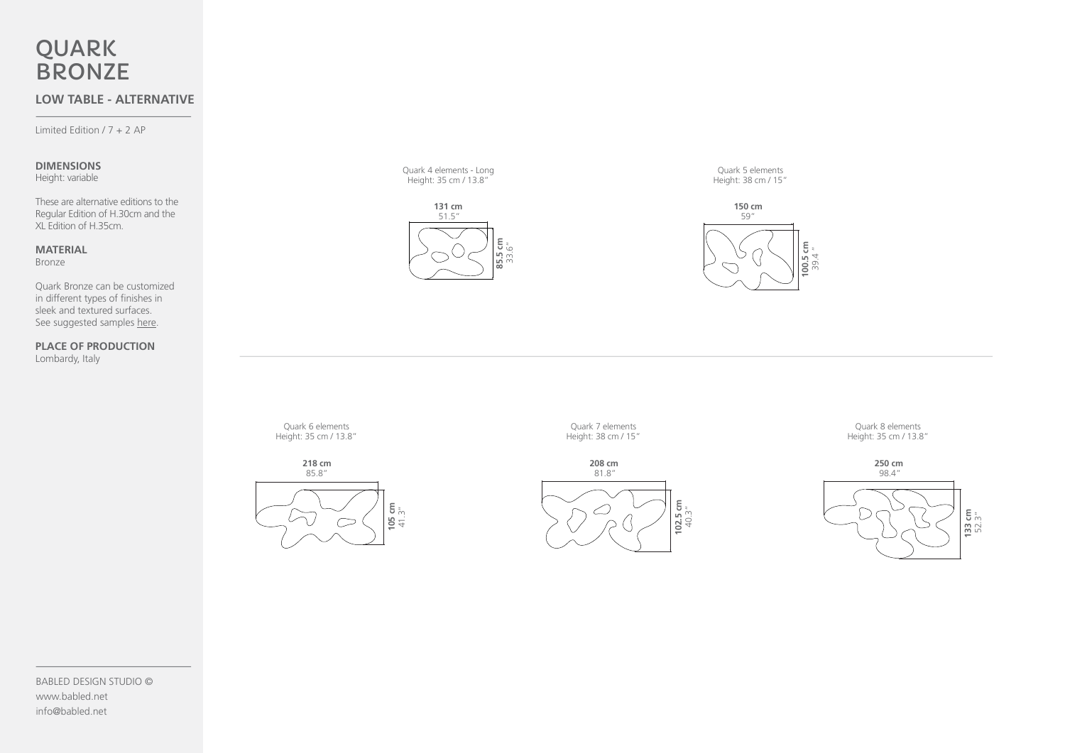# QUARK BRONZE

## LOW TABLE - ALTERNATIVE

Limited Edition / 7 + 2 AP

**DIMENSIONS**
Height: variable

These are alternative editions to the Regular Edition of H.30cm and the XL Edition of H.35cm.

**MATERIAL**
Bronze

Quark Bronze can be customized in different types of finishes in sleek and textured surfaces. See suggested samples here.

**PLACE OF PRODUCTION**
Lombardy, Italy

Quark 4 elements - Long
Height: 35 cm / 13.8"

**131 cm**
51.5"

**85.5 cm**
33.6"

Quark 5 elements
Height: 38 cm / 15"

**150 cm**
59"

**100.5 cm**
39.4"

Quark 6 elements
Height: 35 cm / 13.8"

**218 cm**
85.8"

**105 cm**
41.3"

Quark 7 elements
Height: 38 cm / 15"

**208 cm**
81.8"

**102.5 cm**
40.3"

Quark 8 elements
Height: 35 cm / 13.8"

**250 cm**
98.4"

**133 cm**
52.3"

BABLED DESIGN STUDIO ©
www.babled.net
info@babled.net